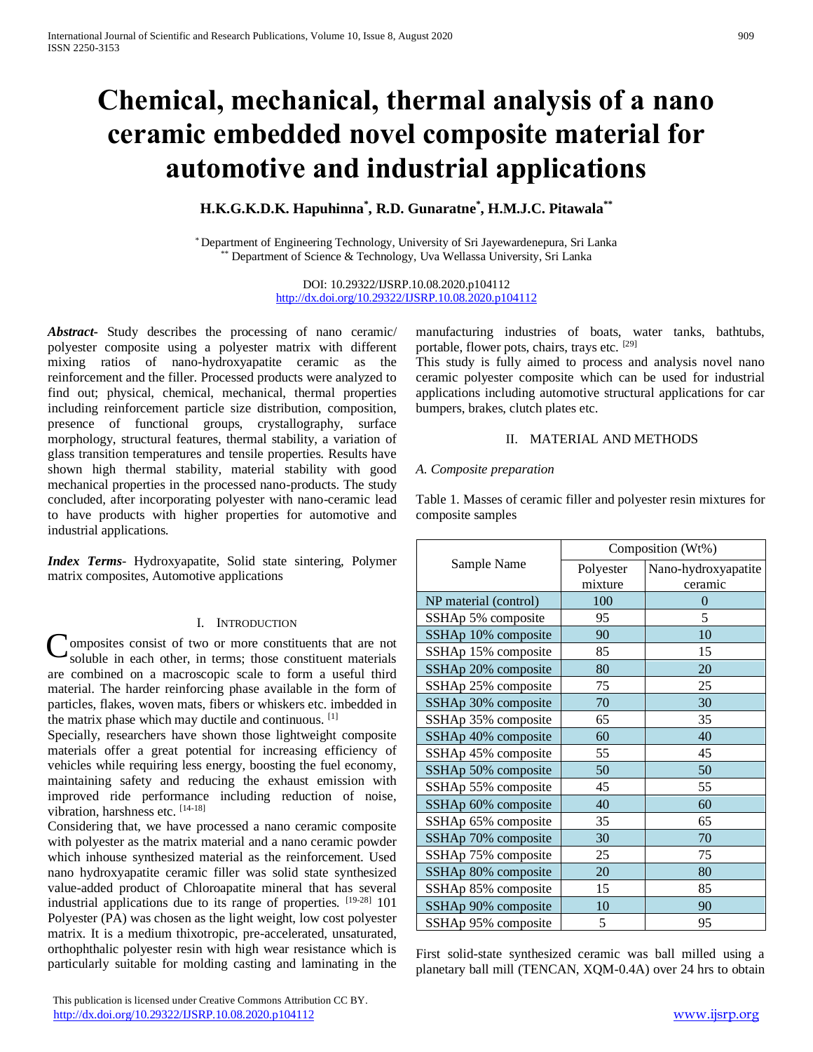# Chemical, mechanical, thermal analysis of a nano ceramic embedded novel composite material for automotive and industrial applications

**H.K.G.K.D.K. Hapuhinna[*], R.D. Gunaratne[*], H.M.J.C. Pitawala[**]**

[*] Department of Engineering Technology, University of Sri Jayewardenepura, Sri Lanka
[**] Department of Science & Technology, Uva Wellassa University, Sri Lanka

DOI: 10.29322/IJSRP.10.08.2020.p104112
http://dx.doi.org/10.29322/IJSRP.10.08.2020.p104112

***Abstract-*** Study describes the processing of nano ceramic/ polyester composite using a polyester matrix with different mixing ratios of nano-hydroxyapatite ceramic as the reinforcement and the filler. Processed products were analyzed to find out; physical, chemical, mechanical, thermal properties including reinforcement particle size distribution, composition, presence of functional groups, crystallography, surface morphology, structural features, thermal stability, a variation of glass transition temperatures and tensile properties. Results have shown high thermal stability, material stability with good mechanical properties in the processed nano-products. The study concluded, after incorporating polyester with nano-ceramic lead to have products with higher properties for automotive and industrial applications.

***Index Terms-*** Hydroxyapatite, Solid state sintering, Polymer matrix composites, Automotive applications

## I. Introduction

Composites consist of two or more constituents that are not soluble in each other, in terms; those constituent materials are combined on a macroscopic scale to form a useful third material. The harder reinforcing phase available in the form of particles, flakes, woven mats, fibers or whiskers etc. imbedded in the matrix phase which may ductile and continuous. [1]

Specially, researchers have shown those lightweight composite materials offer a great potential for increasing efficiency of vehicles while requiring less energy, boosting the fuel economy, maintaining safety and reducing the exhaust emission with improved ride performance including reduction of noise, vibration, harshness etc. [14-18]

Considering that, we have processed a nano ceramic composite with polyester as the matrix material and a nano ceramic powder which inhouse synthesized material as the reinforcement. Used nano hydroxyapatite ceramic filler was solid state synthesized value-added product of Chloroapatite mineral that has several industrial applications due to its range of properties. [19-28] 101 Polyester (PA) was chosen as the light weight, low cost polyester matrix. It is a medium thixotropic, pre-accelerated, unsaturated, orthophthalic polyester resin with high wear resistance which is particularly suitable for molding casting and laminating in the manufacturing industries of boats, water tanks, bathtubs, portable, flower pots, chairs, trays etc. [29]

This study is fully aimed to process and analysis novel nano ceramic polyester composite which can be used for industrial applications including automotive structural applications for car bumpers, brakes, clutch plates etc.

## II. Material and Methods

### *A. Composite preparation*

Table 1. Masses of ceramic filler and polyester resin mixtures for composite samples

| Sample Name | Composition (Wt%) | |
|---|---|---|
| | Polyester mixture | Nano-hydroxyapatite ceramic |
| NP material (control) | 100 | 0 |
| SSHAp 5% composite | 95 | 5 |
| SSHAp 10% composite | 90 | 10 |
| SSHAp 15% composite | 85 | 15 |
| SSHAp 20% composite | 80 | 20 |
| SSHAp 25% composite | 75 | 25 |
| SSHAp 30% composite | 70 | 30 |
| SSHAp 35% composite | 65 | 35 |
| SSHAp 40% composite | 60 | 40 |
| SSHAp 45% composite | 55 | 45 |
| SSHAp 50% composite | 50 | 50 |
| SSHAp 55% composite | 45 | 55 |
| SSHAp 60% composite | 40 | 60 |
| SSHAp 65% composite | 35 | 65 |
| SSHAp 70% composite | 30 | 70 |
| SSHAp 75% composite | 25 | 75 |
| SSHAp 80% composite | 20 | 80 |
| SSHAp 85% composite | 15 | 85 |
| SSHAp 90% composite | 10 | 90 |
| SSHAp 95% composite | 5 | 95 |

First solid-state synthesized ceramic was ball milled using a planetary ball mill (TENCAN, XQM-0.4A) over 24 hrs to obtain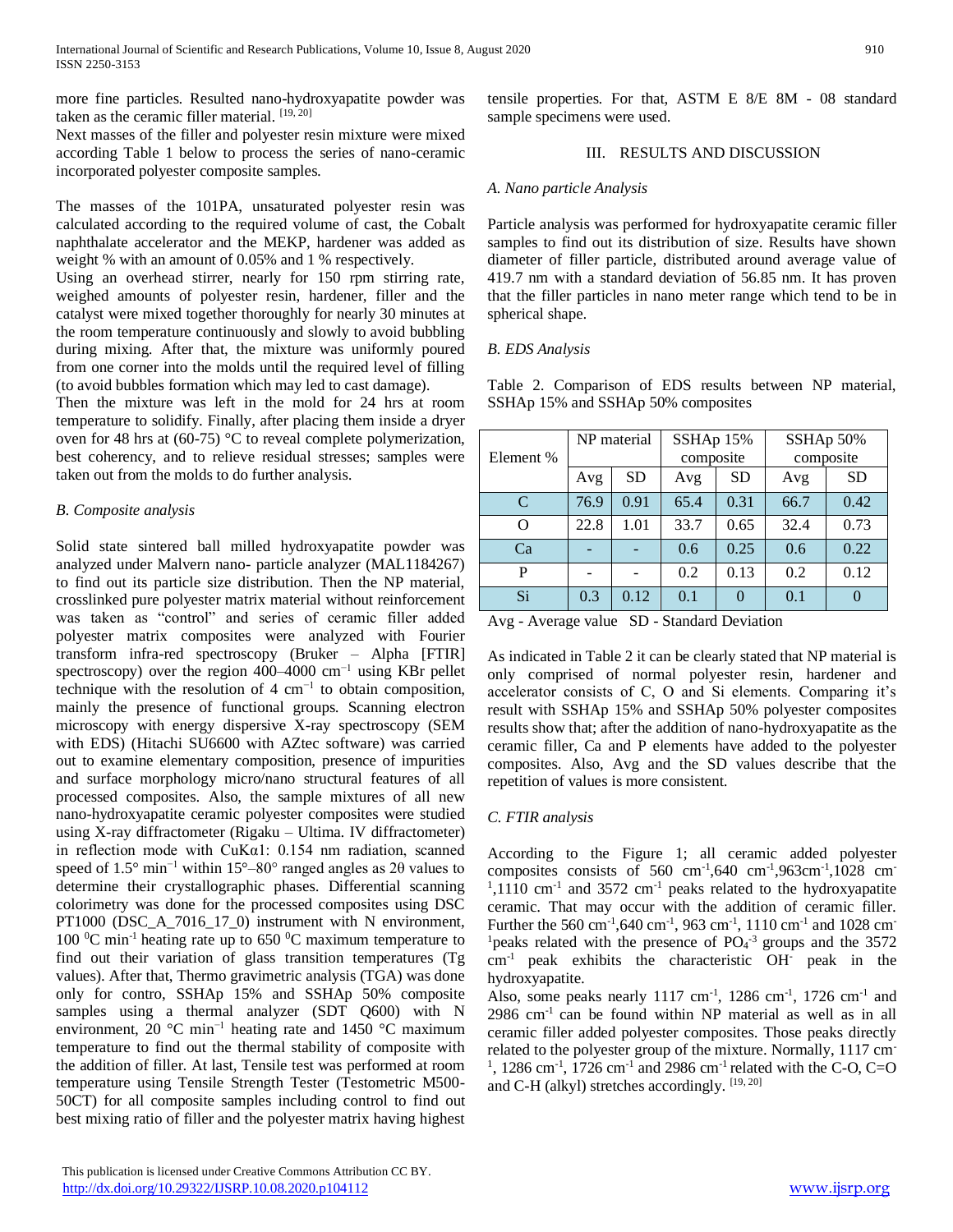more fine particles. Resulted nano-hydroxyapatite powder was taken as the ceramic filler material. [19, 20]

Next masses of the filler and polyester resin mixture were mixed according Table 1 below to process the series of nano-ceramic incorporated polyester composite samples.

The masses of the 101PA, unsaturated polyester resin was calculated according to the required volume of cast, the Cobalt naphthalate accelerator and the MEKP, hardener was added as weight % with an amount of 0.05% and 1 % respectively.

Using an overhead stirrer, nearly for 150 rpm stirring rate, weighed amounts of polyester resin, hardener, filler and the catalyst were mixed together thoroughly for nearly 30 minutes at the room temperature continuously and slowly to avoid bubbling during mixing. After that, the mixture was uniformly poured from one corner into the molds until the required level of filling (to avoid bubbles formation which may led to cast damage).

Then the mixture was left in the mold for 24 hrs at room temperature to solidify. Finally, after placing them inside a dryer oven for 48 hrs at (60-75) °C to reveal complete polymerization, best coherency, and to relieve residual stresses; samples were taken out from the molds to do further analysis.

### B. Composite analysis

Solid state sintered ball milled hydroxyapatite powder was analyzed under Malvern nano- particle analyzer (MAL1184267) to find out its particle size distribution. Then the NP material, crosslinked pure polyester matrix material without reinforcement was taken as "control" and series of ceramic filler added polyester matrix composites were analyzed with Fourier transform infra-red spectroscopy (Bruker – Alpha [FTIR] spectroscopy) over the region 400–4000 $cm^{-1}$ using KBr pellet technique with the resolution of 4 $cm^{-1}$ to obtain composition, mainly the presence of functional groups. Scanning electron microscopy with energy dispersive X-ray spectroscopy (SEM with EDS) (Hitachi SU6600 with AZtec software) was carried out to examine elementary composition, presence of impurities and surface morphology micro/nano structural features of all processed composites. Also, the sample mixtures of all new nano-hydroxyapatite ceramic polyester composites were studied using X-ray diffractometer (Rigaku – Ultima. IV diffractometer) in reflection mode with CuK$\alpha$1: 0.154 nm radiation, scanned speed of 1.5° $min^{-1}$ within 15°–80° ranged angles as 2θ values to determine their crystallographic phases. Differential scanning colorimetry was done for the processed composites using DSC PT1000 (DSC_A_7016_17_0) instrument with N environment, 100 $^{0}$C $min^{-1}$ heating rate up to 650 $^{0}$C maximum temperature to find out their variation of glass transition temperatures (Tg values). After that, Thermo gravimetric analysis (TGA) was done only for contro, SSHAp 15% and SSHAp 50% composite samples using a thermal analyzer (SDT Q600) with N environment, 20 °C $min^{-1}$ heating rate and 1450 °C maximum temperature to find out the thermal stability of composite with the addition of filler. At last, Tensile test was performed at room temperature using Tensile Strength Tester (Testometric M500-50CT) for all composite samples including control to find out best mixing ratio of filler and the polyester matrix having highest tensile properties. For that, ASTM E 8/E 8M - 08 standard sample specimens were used.

## III. RESULTS AND DISCUSSION

### A. Nano particle Analysis

Particle analysis was performed for hydroxyapatite ceramic filler samples to find out its distribution of size. Results have shown diameter of filler particle, distributed around average value of 419.7 nm with a standard deviation of 56.85 nm. It has proven that the filler particles in nano meter range which tend to be in spherical shape.

### B. EDS Analysis

Table 2. Comparison of EDS results between NP material, SSHAp 15% and SSHAp 50% composites

| Element % | NP material | | SSHAp 15% composite | | SSHAp 50% composite | |
|---|---|---|---|---|---|---|
| | Avg | SD | Avg | SD | Avg | SD |
| C | 76.9 | 0.91 | 65.4 | 0.31 | 66.7 | 0.42 |
| O | 22.8 | 1.01 | 33.7 | 0.65 | 32.4 | 0.73 |
| Ca | - | - | 0.6 | 0.25 | 0.6 | 0.22 |
| P | - | - | 0.2 | 0.13 | 0.2 | 0.12 |
| Si | 0.3 | 0.12 | 0.1 | 0 | 0.1 | 0 |

Avg - Average value SD - Standard Deviation

As indicated in Table 2 it can be clearly stated that NP material is only comprised of normal polyester resin, hardener and accelerator consists of C, O and Si elements. Comparing it's result with SSHAp 15% and SSHAp 50% polyester composites results show that; after the addition of nano-hydroxyapatite as the ceramic filler, Ca and P elements have added to the polyester composites. Also, Avg and the SD values describe that the repetition of values is more consistent.

### C. FTIR analysis

According to the Figure 1; all ceramic added polyester composites consists of 560 $cm^{-1}$,640 $cm^{-1}$,963$cm^{-1}$,1028 $cm^{-1}$,1110 $cm^{-1}$ and 3572 $cm^{-1}$ peaks related to the hydroxyapatite ceramic. That may occur with the addition of ceramic filler. Further the 560 $cm^{-1}$,640 $cm^{-1}$, 963 $cm^{-1}$, 1110 $cm^{-1}$ and 1028 $cm^{-1}$peaks related with the presence of $PO_4^{-3}$ groups and the 3572 $cm^{-1}$ peak exhibits the characteristic $OH^-$ peak in the hydroxyapatite.

Also, some peaks nearly 1117 $cm^{-1}$, 1286 $cm^{-1}$, 1726 $cm^{-1}$ and 2986 $cm^{-1}$ can be found within NP material as well as in all ceramic filler added polyester composites. Those peaks directly related to the polyester group of the mixture. Normally, 1117 $cm^{-1}$, 1286 $cm^{-1}$, 1726 $cm^{-1}$ and 2986 $cm^{-1}$ related with the C-O, C=O and C-H (alkyl) stretches accordingly. [19, 20]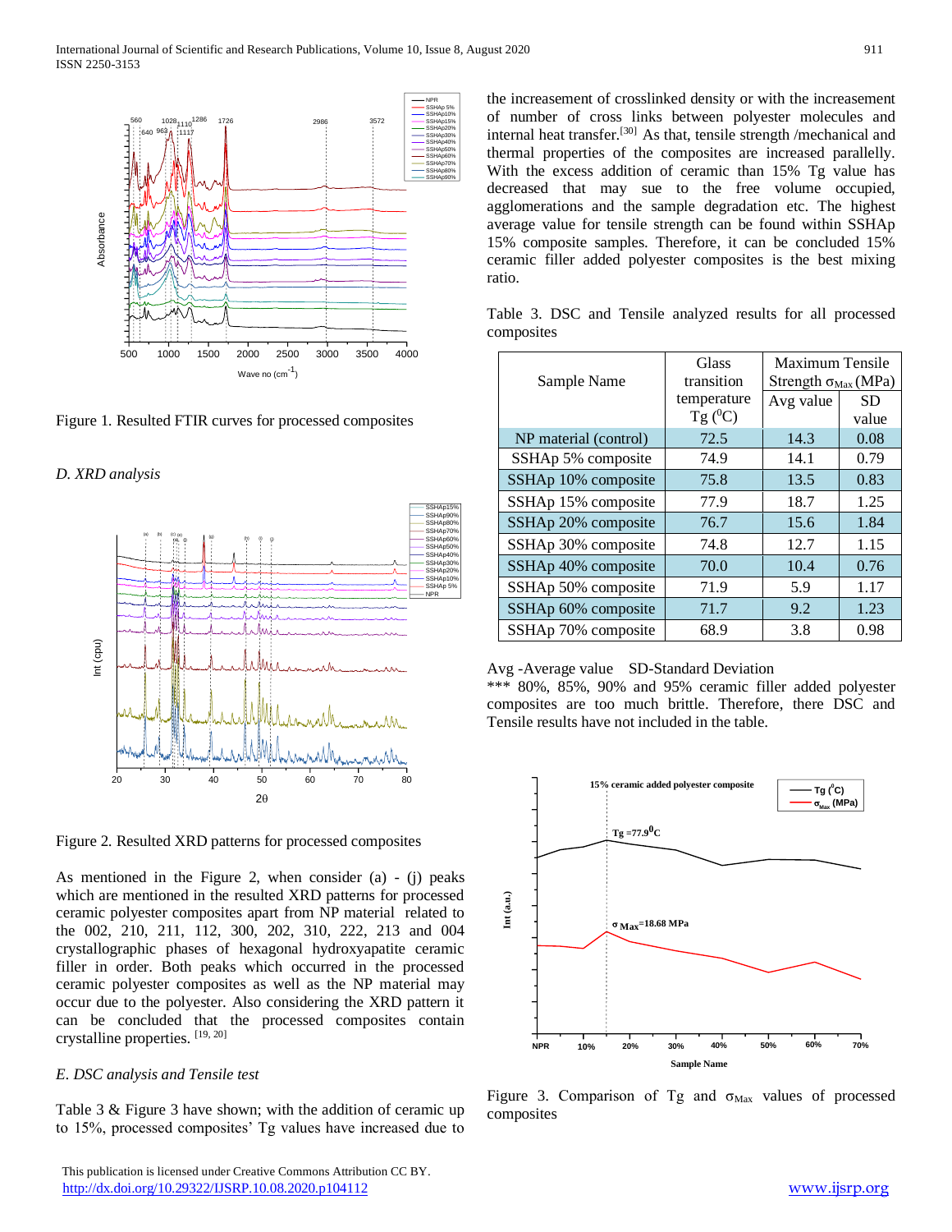Figure 1. Resulted FTIR curves for processed composites

*D. XRD analysis*

Figure 2. Resulted XRD patterns for processed composites

As mentioned in the Figure 2, when consider (a) - (j) peaks which are mentioned in the resulted XRD patterns for processed ceramic polyester composites apart from NP material related to the 002, 210, 211, 112, 300, 202, 310, 222, 213 and 004 crystallographic phases of hexagonal hydroxyapatite ceramic filler in order. Both peaks which occurred in the processed ceramic polyester composites as well as the NP material may occur due to the polyester. Also considering the XRD pattern it can be concluded that the processed composites contain crystalline properties. [19, 20]

*E. DSC analysis and Tensile test*

Table 3 & Figure 3 have shown; with the addition of ceramic up to 15%, processed composites' Tg values have increased due to the increasement of crosslinked density or with the increasement of number of cross links between polyester molecules and internal heat transfer.[30] As that, tensile strength /mechanical and thermal properties of the composites are increased parallelly. With the excess addition of ceramic than 15% Tg value has decreased that may sue to the free volume occupied, agglomerations and the sample degradation etc. The highest average value for tensile strength can be found within SSHAp 15% composite samples. Therefore, it can be concluded 15% ceramic filler added polyester composites is the best mixing ratio.

Table 3. DSC and Tensile analyzed results for all processed composites

| Sample Name | Glass transition temperature Tg ($^0$C) | Maximum Tensile Strength $\sigma_{Max}$ (MPa) | |
|---|---|---|---|
| | | Avg value | SD value |
| NP material (control) | 72.5 | 14.3 | 0.08 |
| SSHAp 5% composite | 74.9 | 14.1 | 0.79 |
| SSHAp 10% composite | 75.8 | 13.5 | 0.83 |
| SSHAp 15% composite | 77.9 | 18.7 | 1.25 |
| SSHAp 20% composite | 76.7 | 15.6 | 1.84 |
| SSHAp 30% composite | 74.8 | 12.7 | 1.15 |
| SSHAp 40% composite | 70.0 | 10.4 | 0.76 |
| SSHAp 50% composite | 71.9 | 5.9 | 1.17 |
| SSHAp 60% composite | 71.7 | 9.2 | 1.23 |
| SSHAp 70% composite | 68.9 | 3.8 | 0.98 |

Avg -Average value  SD-Standard Deviation

*** 80%, 85%, 90% and 95% ceramic filler added polyester composites are too much brittle. Therefore, there DSC and Tensile results have not included in the table.

Figure 3. Comparison of Tg and $\sigma_{Max}$ values of processed composites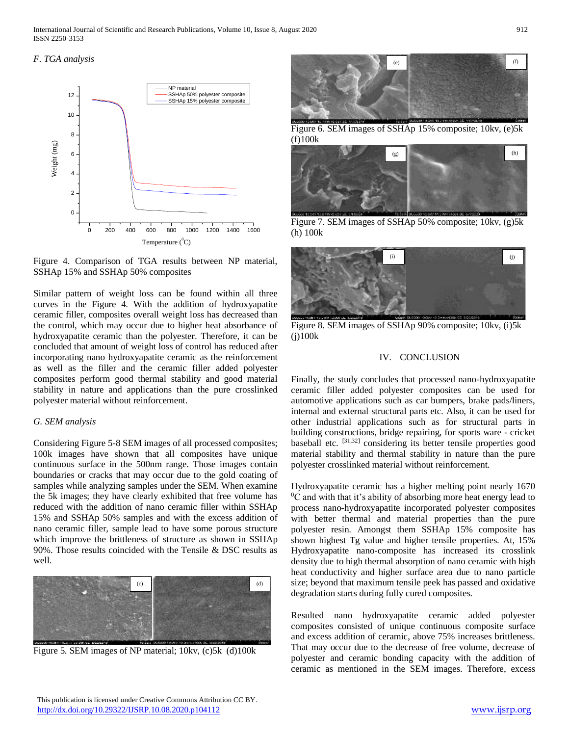*F. TGA analysis*

Figure 4. Comparison of TGA results between NP material, SSHAp 15% and SSHAp 50% composites

Similar pattern of weight loss can be found within all three curves in the Figure 4. With the addition of hydroxyapatite ceramic filler, composites overall weight loss has decreased than the control, which may occur due to higher heat absorbance of hydroxyapatite ceramic than the polyester. Therefore, it can be concluded that amount of weight loss of control has reduced after incorporating nano hydroxyapatite ceramic as the reinforcement as well as the filler and the ceramic filler added polyester composites perform good thermal stability and good material stability in nature and applications than the pure crosslinked polyester material without reinforcement.

*G. SEM analysis*

Considering Figure 5-8 SEM images of all processed composites; 100k images have shown that all composites have unique continuous surface in the 500nm range. Those images contain boundaries or cracks that may occur due to the gold coating of samples while analyzing samples under the SEM. When examine the 5k images; they have clearly exhibited that free volume has reduced with the addition of nano ceramic filler within SSHAp 15% and SSHAp 50% samples and with the excess addition of nano ceramic filler, sample lead to have some porous structure which improve the brittleness of structure as shown in SSHAp 90%. Those results coincided with the Tensile & DSC results as well.

Figure 5. SEM images of NP material; 10kv, (c)5k (d)100k

Figure 6. SEM images of SSHAp 15% composite; 10kv, (e)5k (f)100k

Figure 7. SEM images of SSHAp 50% composite; 10kv, (g)5k (h) 100k

Figure 8. SEM images of SSHAp 90% composite; 10kv, (i)5k (j)100k

## IV. CONCLUSION

Finally, the study concludes that processed nano-hydroxyapatite ceramic filler added polyester composites can be used for automotive applications such as car bumpers, brake pads/liners, internal and external structural parts etc. Also, it can be used for other industrial applications such as for structural parts in building constructions, bridge repairing, for sports ware - cricket baseball etc. [31,32] considering its better tensile properties good material stability and thermal stability in nature than the pure polyester crosslinked material without reinforcement.

Hydroxyapatite ceramic has a higher melting point nearly 1670 $^{0}$C and with that it's ability of absorbing more heat energy lead to process nano-hydroxyapatite incorporated polyester composites with better thermal and material properties than the pure polyester resin. Amongst them SSHAp 15% composite has shown highest Tg value and higher tensile properties. At, 15% Hydroxyapatite nano-composite has increased its crosslink density due to high thermal absorption of nano ceramic with high heat conductivity and higher surface area due to nano particle size; beyond that maximum tensile peek has passed and oxidative degradation starts during fully cured composites.

Resulted nano hydroxyapatite ceramic added polyester composites consisted of unique continuous composite surface and excess addition of ceramic, above 75% increases brittleness. That may occur due to the decrease of free volume, decrease of polyester and ceramic bonding capacity with the addition of ceramic as mentioned in the SEM images. Therefore, excess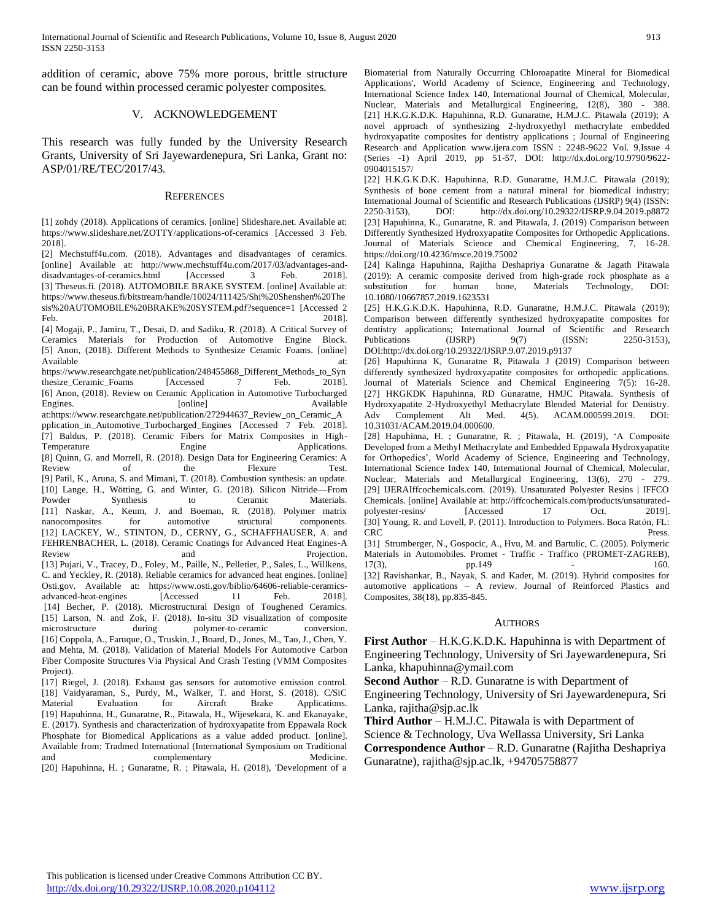addition of ceramic, above 75% more porous, brittle structure can be found within processed ceramic polyester composites.

## V. ACKNOWLEDGEMENT

This research was fully funded by the University Research Grants, University of Sri Jayewardenepura, Sri Lanka, Grant no: ASP/01/RE/TEC/2017/43.

## REFERENCES

[1] zohdy (2018). Applications of ceramics. [online] Slideshare.net. Available at: https://www.slideshare.net/ZOTTY/applications-of-ceramics [Accessed 3 Feb. 2018].

[2] Mechstuff4u.com. (2018). Advantages and disadvantages of ceramics. [online] Available at: http://www.mechstuff4u.com/2017/03/advantages-and-disadvantages-of-ceramics.html [Accessed 3 Feb. 2018].

[3] Theseus.fi. (2018). AUTOMOBILE BRAKE SYSTEM. [online] Available at: https://www.theseus.fi/bitstream/handle/10024/111425/Shi%20Shenshen%20Thesis%20AUTOMOBILE%20BRAKE%20SYSTEM.pdf?sequence=1 [Accessed 2 Feb. 2018].

[4] Mogaji, P., Jamiru, T., Desai, D. and Sadiku, R. (2018). A Critical Survey of Ceramics Materials for Production of Automotive Engine Block.

[5] Anon, (2018). Different Methods to Synthesize Ceramic Foams. [online] Available at: https://www.researchgate.net/publication/248455868_Different_Methods_to_Synthesize_Ceramic_Foams [Accessed 7 Feb. 2018].

[6] Anon, (2018). Review on Ceramic Application in Automotive Turbocharged Engines. [online] Available at:https://www.researchgate.net/publication/272944637_Review_on_Ceramic_Application_in_Automotive_Turbocharged_Engines [Accessed 7 Feb. 2018].

[7] Baldus, P. (2018). Ceramic Fibers for Matrix Composites in High-Temperature Engine Applications.

[8] Quinn, G. and Morrell, R. (2018). Design Data for Engineering Ceramics: A Review of the Flexure Test.

[9] Patil, K., Aruna, S. and Mimani, T. (2018). Combustion synthesis: an update.

[10] Lange, H., Wötting, G. and Winter, G. (2018). Silicon Nitride—From Powder Synthesis to Ceramic Materials.

[11] Naskar, A., Keum, J. and Boeman, R. (2018). Polymer matrix nanocomposites for automotive structural components.

[12] LACKEY, W., STINTON, D., CERNY, G., SCHAFFHAUSER, A. and FEHRENBACHER, L. (2018). Ceramic Coatings for Advanced Heat Engines-A Review and Projection.

[13] Pujari, V., Tracey, D., Foley, M., Paille, N., Pelletier, P., Sales, L., Willkens, C. and Yeckley, R. (2018). Reliable ceramics for advanced heat engines. [online] Osti.gov. Available at: https://www.osti.gov/biblio/64606-reliable-ceramics-advanced-heat-engines [Accessed 11 Feb. 2018].

[14] Becher, P. (2018). Microstructural Design of Toughened Ceramics.

[15] Larson, N. and Zok, F. (2018). In-situ 3D visualization of composite microstructure during polymer-to-ceramic conversion.

[16] Coppola, A., Faruque, O., Truskin, J., Board, D., Jones, M., Tao, J., Chen, Y. and Mehta, M. (2018). Validation of Material Models For Automotive Carbon Fiber Composite Structures Via Physical And Crash Testing (VMM Composites Project).

[17] Riegel, J. (2018). Exhaust gas sensors for automotive emission control.

[18] Vaidyaraman, S., Purdy, M., Walker, T. and Horst, S. (2018). C/SiC Material Evaluation for Aircraft Brake Applications.

[19] Hapuhinna, H., Gunaratne, R., Pitawala, H., Wijesekara, K. and Ekanayake, E. (2017). Synthesis and characterization of hydroxyapatite from Eppawala Rock Phosphate for Biomedical Applications as a value added product. [online]. Available from: Tradmed International (International Symposium on Traditional and complementary Medicine.

[20] Hapuhinna, H. ; Gunaratne, R. ; Pitawala, H. (2018), 'Development of a Biomaterial from Naturally Occurring Chloroapatite Mineral for Biomedical Applications', World Academy of Science, Engineering and Technology, International Science Index 140, International Journal of Chemical, Molecular, Nuclear, Materials and Metallurgical Engineering, 12(8), 380 - 388.

[21] H.K.G.K.D.K. Hapuhinna, R.D. Gunaratne, H.M.J.C. Pitawala (2019); A novel approach of synthesizing 2-hydroxyethyl methacrylate embedded hydroxyapatite composites for dentistry applications ; Journal of Engineering Research and Application www.ijera.com ISSN : 2248-9622 Vol. 9,Issue 4 (Series -1) April 2019, pp 51-57, DOI: http://dx.doi.org/10.9790/9622-0904015157/

[22] H.K.G.K.D.K. Hapuhinna, R.D. Gunaratne, H.M.J.C. Pitawala (2019); Synthesis of bone cement from a natural mineral for biomedical industry; International Journal of Scientific and Research Publications (IJSRP) 9(4) (ISSN: 2250-3153), DOI: http://dx.doi.org/10.29322/IJSRP.9.04.2019.p8872

[23] Hapuhinna, K., Gunaratne, R. and Pitawala, J. (2019) Comparison between Differently Synthesized Hydroxyapatite Composites for Orthopedic Applications. Journal of Materials Science and Chemical Engineering, 7, 16-28. https://doi.org/10.4236/msce.2019.75002

[24] Kalinga Hapuhinna, Rajitha Deshapriya Gunaratne & Jagath Pitawala (2019): A ceramic composite derived from high-grade rock phosphate as a substitution for human bone, Materials Technology, DOI: 10.1080/10667857.2019.1623531

[25] H.K.G.K.D.K. Hapuhinna, R.D. Gunaratne, H.M.J.C. Pitawala (2019); Comparison between differently synthesized hydroxyapatite composites for dentistry applications; International Journal of Scientific and Research Publications (IJSRP) 9(7) (ISSN: 2250-3153), DOI:http://dx.doi.org/10.29322/IJSRP.9.07.2019.p9137

[26] Hapuhinna K, Gunaratne R, Pitawala J (2019) Comparison between differently synthesized hydroxyapatite composites for orthopedic applications. Journal of Materials Science and Chemical Engineering 7(5): 16-28.

[27] HKGKDK Hapuhinna, RD Gunaratne, HMJC Pitawala. Synthesis of Hydroxyapatite 2-Hydroxyethyl Methacrylate Blended Material for Dentistry. Adv Complement Alt Med. 4(5). ACAM.000599.2019. DOI: 10.31031/ACAM.2019.04.000600.

[28] Hapuhinna, H. ; Gunaratne, R. ; Pitawala, H. (2019), 'A Composite Developed from a Methyl Methacrylate and Embedded Eppawala Hydroxyapatite for Orthopedics', World Academy of Science, Engineering and Technology, International Science Index 140, International Journal of Chemical, Molecular, Nuclear, Materials and Metallurgical Engineering, 13(6), 270 - 279.

[29] IJERAIffcochemicals.com. (2019). Unsaturated Polyester Resins | IFFCO Chemicals. [online] Available at: http://iffcochemicals.com/products/unsaturated-polyester-resins/ [Accessed 17 Oct. 2019].

[30] Young, R. and Lovell, P. (2011). Introduction to Polymers. Boca Ratón, FL: CRC Press.

[31] Strumberger, N., Gospocic, A., Hvu, M. and Bartulic, C. (2005). Polymeric Materials in Automobiles. Promet - Traffic - Traffico (PROMET-ZAGREB), 17(3), pp.149 - 160.

[32] Ravishankar, B., Nayak, S. and Kader, M. (2019). Hybrid composites for automotive applications – A review. Journal of Reinforced Plastics and Composites, 38(18), pp.835-845.

## AUTHORS

**First Author** – H.K.G.K.D.K. Hapuhinna is with Department of Engineering Technology, University of Sri Jayewardenepura, Sri Lanka, khapuhinna@ymail.com

**Second Author** – R.D. Gunaratne is with Department of Engineering Technology, University of Sri Jayewardenepura, Sri Lanka, rajitha@sjp.ac.lk

**Third Author** – H.M.J.C. Pitawala is with Department of Science & Technology, Uva Wellassa University, Sri Lanka

**Correspondence Author** – R.D. Gunaratne (Rajitha Deshapriya Gunaratne), rajitha@sjp.ac.lk, +94705758877